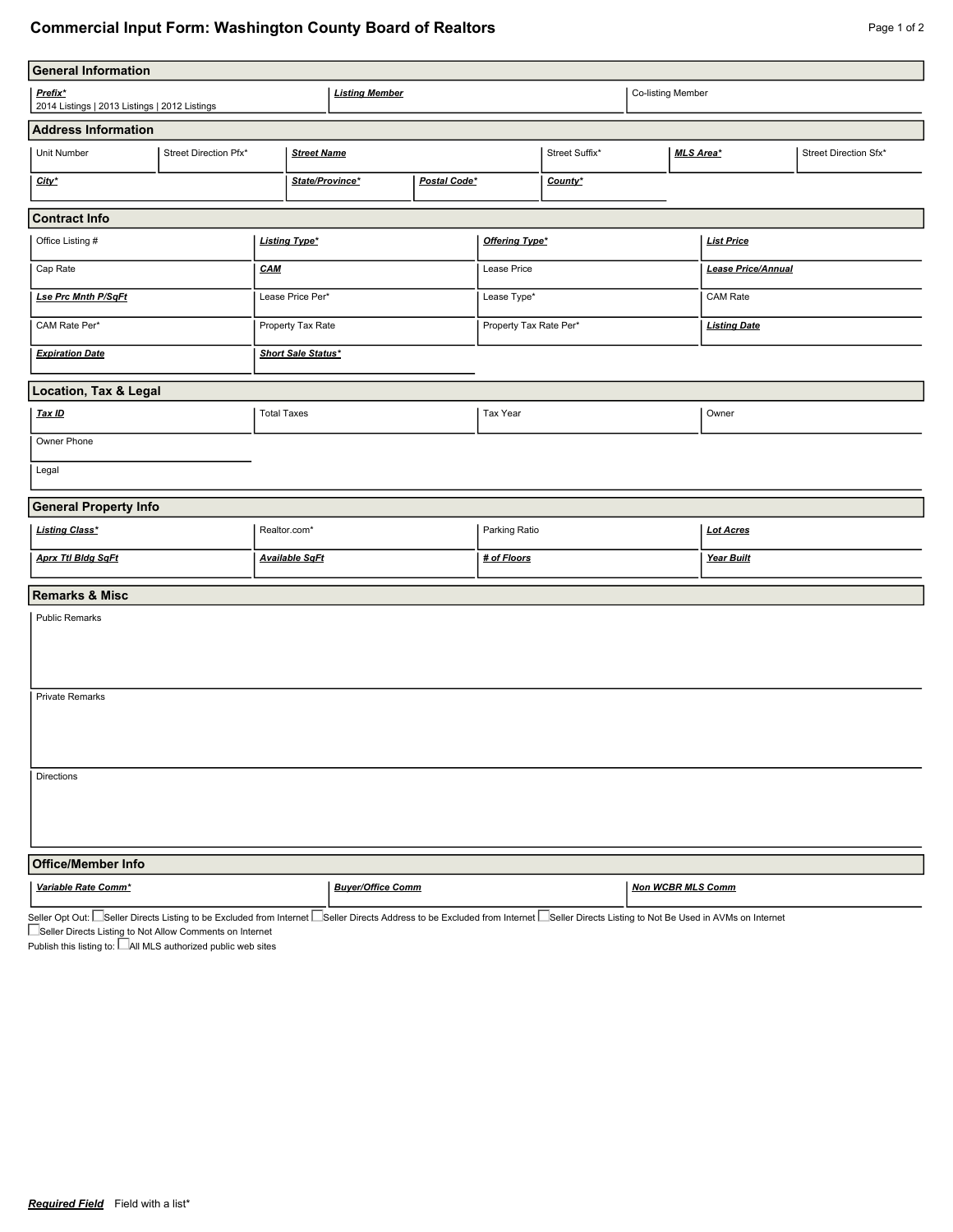# Commercial Input Form: Washington County Board of Realtors

## General Information

| ***Prefix**** | ***Listing Member*** | Co-listing Member |
|---|---|---|
| 2014 Listings \| 2013 Listings \| 2012 Listings | | |

## Address Information

| Unit Number | Street Direction Pfx* | ***Street Name*** | Street Suffix* | ***MLS Area**** | Street Direction Sfx* |
|---|---|---|---|---|---|
| ***City**** | ***State/Province**** | ***Postal Code**** | ***County**** | | |

## Contract Info

| Office Listing # | ***Listing Type**** | ***Offering Type**** | ***List Price*** |
|---|---|---|---|
| Cap Rate | ***CAM*** | Lease Price | ***Lease Price/Annual*** |
| ***Lse Prc Mnth P/SqFt*** | Lease Price Per* | Lease Type* | CAM Rate |
| CAM Rate Per* | Property Tax Rate | Property Tax Rate Per* | ***Listing Date*** |
| ***Expiration Date*** | ***Short Sale Status**** | | |

## Location, Tax & Legal

| ***Tax ID*** | Total Taxes | Tax Year | Owner |
|---|---|---|---|
| Owner Phone | | | |

Legal

## General Property Info

| ***Listing Class**** | Realtor.com* | Parking Ratio | ***Lot Acres*** |
|---|---|---|---|
| ***Aprx Ttl Bldg SqFt*** | ***Available SqFt*** | ***# of Floors*** | ***Year Built*** |

## Remarks & Misc

Public Remarks

Private Remarks

Directions

## Office/Member Info

| ***Variable Rate Comm**** | ***Buyer/Office Comm*** | ***Non WCBR MLS Comm*** |
|---|---|---|

Seller Opt Out: ☐ Seller Directs Listing to be Excluded from Internet ☐ Seller Directs Address to be Excluded from Internet ☐ Seller Directs Listing to Not Be Used in AVMs on Internet ☐ Seller Directs Listing to Not Allow Comments on Internet

Publish this listing to: ☐ All MLS authorized public web sites

***Required Field*** Field with a list*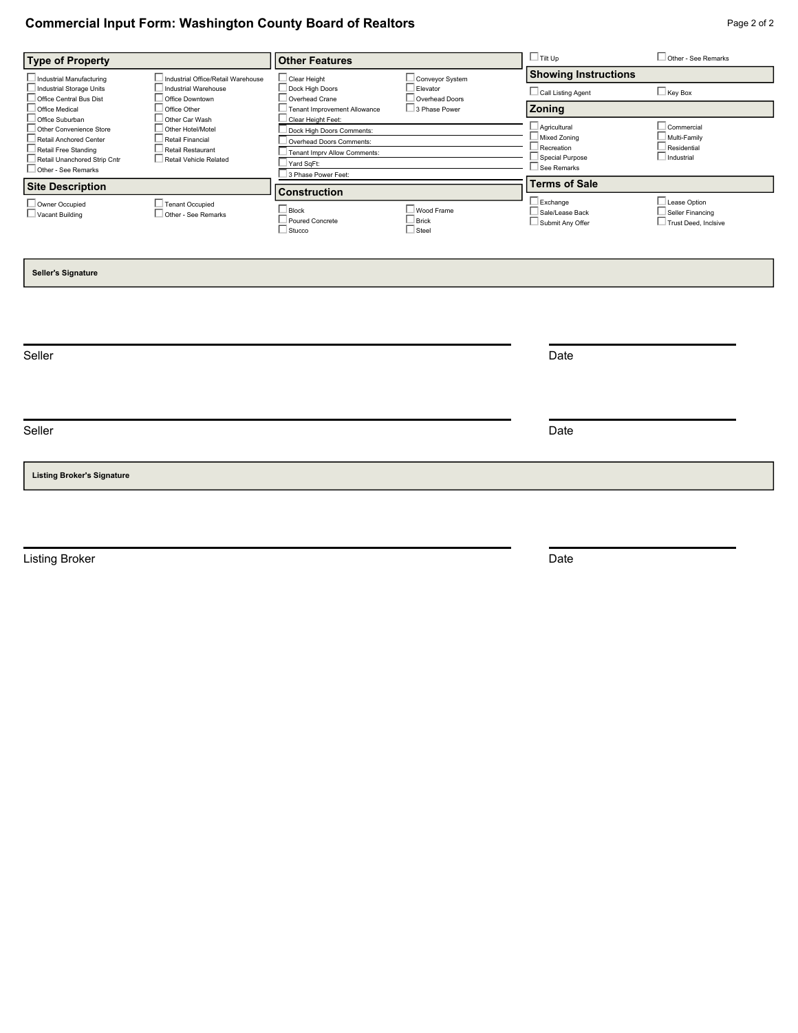# Commercial Input Form: Washington County Board of Realtors

## Type of Property

- ☐ Industrial Manufacturing
- ☐ Industrial Office/Retail Warehouse
- ☐ Industrial Storage Units
- ☐ Industrial Warehouse
- ☐ Office Central Bus Dist
- ☐ Office Downtown
- ☐ Office Medical
- ☐ Office Other
- ☐ Office Suburban
- ☐ Other Car Wash
- ☐ Other Convenience Store
- ☐ Other Hotel/Motel
- ☐ Retail Anchored Center
- ☐ Retail Financial
- ☐ Retail Free Standing
- ☐ Retail Restaurant
- ☐ Retail Unanchored Strip Cntr
- ☐ Retail Vehicle Related
- ☐ Other - See Remarks

## Site Description

- ☐ Owner Occupied
- ☐ Tenant Occupied
- ☐ Vacant Building
- ☐ Other - See Remarks

## Other Features

- ☐ Clear Height
- ☐ Conveyor System
- ☐ Dock High Doors
- ☐ Elevator
- ☐ Overhead Crane
- ☐ Overhead Doors
- ☐ Tenant Improvement Allowance
- ☐ 3 Phase Power
- ☐ Clear Height Feet:
- ☐ Dock High Doors Comments:
- ☐ Overhead Doors Comments:
- ☐ Tenant Imprv Allow Comments:
- ☐ Yard SqFt:
- ☐ 3 Phase Power Feet:

## Construction

- ☐ Block
- ☐ Wood Frame
- ☐ Poured Concrete
- ☐ Brick
- ☐ Stucco
- ☐ Steel
- ☐ Tilt Up
- ☐ Other - See Remarks

## Showing Instructions

- ☐ Call Listing Agent
- ☐ Key Box

## Zoning

- ☐ Agricultural
- ☐ Commercial
- ☐ Mixed Zoning
- ☐ Multi-Family
- ☐ Recreation
- ☐ Residential
- ☐ Special Purpose
- ☐ Industrial
- ☐ See Remarks

## Terms of Sale

- ☐ Exchange
- ☐ Lease Option
- ☐ Sale/Lease Back
- ☐ Seller Financing
- ☐ Submit Any Offer
- ☐ Trust Deed, Inclsive

**Seller's Signature**

_______________________________ Seller &nbsp;&nbsp;&nbsp;&nbsp; _______________ Date

_______________________________ Seller &nbsp;&nbsp;&nbsp;&nbsp; _______________ Date

**Listing Broker's Signature**

_______________________________ Listing Broker &nbsp;&nbsp;&nbsp;&nbsp; _______________ Date